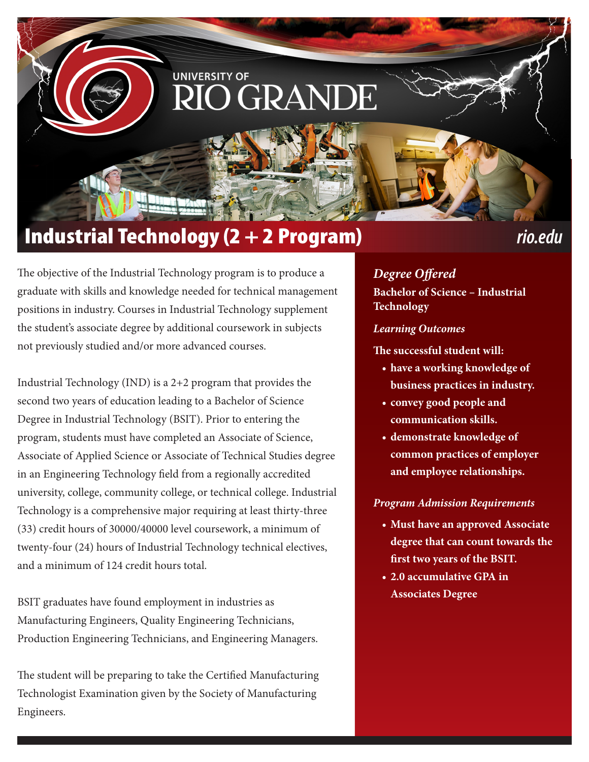UNIVERSITY OF RIO GRANDE

# Industrial Technology (2 + 2 Program)

rio.edu

The objective of the Industrial Technology program is to produce a graduate with skills and knowledge needed for technical management positions in industry. Courses in Industrial Technology supplement the student's associate degree by additional coursework in subjects not previously studied and/or more advanced courses.

Industrial Technology (IND) is a 2+2 program that provides the second two years of education leading to a Bachelor of Science Degree in Industrial Technology (BSIT). Prior to entering the program, students must have completed an Associate of Science, Associate of Applied Science or Associate of Technical Studies degree in an Engineering Technology field from a regionally accredited university, college, community college, or technical college. Industrial Technology is a comprehensive major requiring at least thirty-three (33) credit hours of 30000/40000 level coursework, a minimum of twenty-four (24) hours of Industrial Technology technical electives, and a minimum of 124 credit hours total.

BSIT graduates have found employment in industries as Manufacturing Engineers, Quality Engineering Technicians, Production Engineering Technicians, and Engineering Managers.

The student will be preparing to take the Certified Manufacturing Technologist Examination given by the Society of Manufacturing Engineers.

## *Degree Offered*

**Bachelor of Science – Industrial Technology**

### *Learning Outcomes*

**The successful student will:**

- **have a working knowledge of business practices in industry.**
- **convey good people and communication skills.**
- **demonstrate knowledge of common practices of employer and employee relationships.**

### *Program Admission Requirements*

- **Must have an approved Associate degree that can count towards the first two years of the BSIT.**
- **2.0 accumulative GPA in Associates Degree**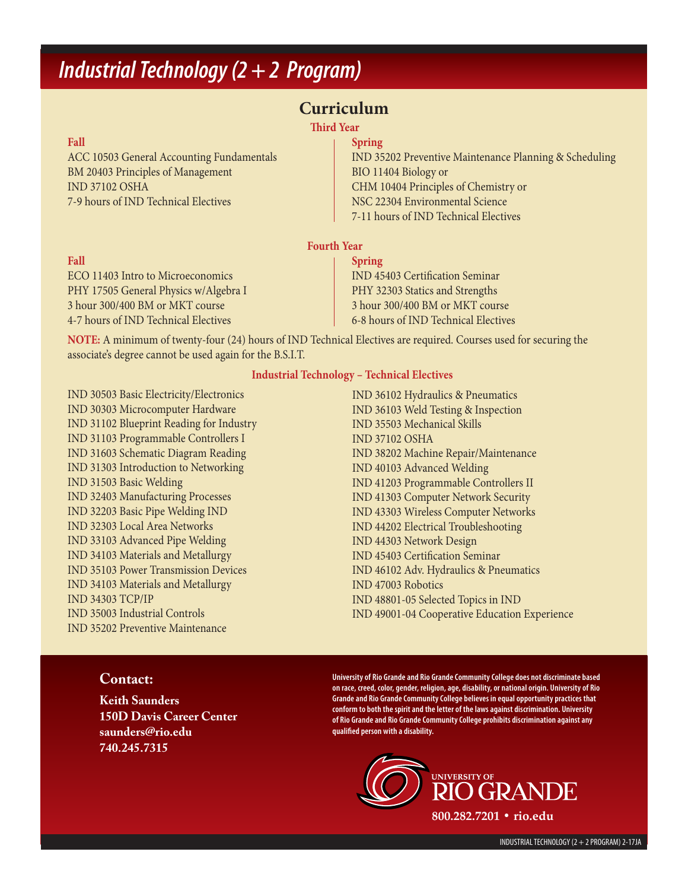# Industrial Technology (2 + 2 Program)

## Curriculum

### Third Year

**Fall**

ACC 10503 General Accounting Fundamentals
BM 20403 Principles of Management
IND 37102 OSHA
7-9 hours of IND Technical Electives

**Spring**

IND 35202 Preventive Maintenance Planning & Scheduling
BIO 11404 Biology or
CHM 10404 Principles of Chemistry or
NSC 22304 Environmental Science
7-11 hours of IND Technical Electives

### Fourth Year

**Fall**

ECO 11403 Intro to Microeconomics
PHY 17505 General Physics w/Algebra I
3 hour 300/400 BM or MKT course
4-7 hours of IND Technical Electives

**Spring**

IND 45403 Certification Seminar
PHY 32303 Statics and Strengths
3 hour 300/400 BM or MKT course
6-8 hours of IND Technical Electives

**NOTE:** A minimum of twenty-four (24) hours of IND Technical Electives are required. Courses used for securing the associate's degree cannot be used again for the B.S.I.T.

### Industrial Technology – Technical Electives

IND 30503 Basic Electricity/Electronics
IND 30303 Microcomputer Hardware
IND 31102 Blueprint Reading for Industry
IND 31103 Programmable Controllers I
IND 31603 Schematic Diagram Reading
IND 31303 Introduction to Networking
IND 31503 Basic Welding
IND 32403 Manufacturing Processes
IND 32203 Basic Pipe Welding IND
IND 32303 Local Area Networks
IND 33103 Advanced Pipe Welding
IND 34103 Materials and Metallurgy
IND 35103 Power Transmission Devices
IND 34103 Materials and Metallurgy
IND 34303 TCP/IP
IND 35003 Industrial Controls
IND 35202 Preventive Maintenance
IND 36102 Hydraulics & Pneumatics
IND 36103 Weld Testing & Inspection
IND 35503 Mechanical Skills
IND 37102 OSHA
IND 38202 Machine Repair/Maintenance
IND 40103 Advanced Welding
IND 41203 Programmable Controllers II
IND 41303 Computer Network Security
IND 43303 Wireless Computer Networks
IND 44202 Electrical Troubleshooting
IND 44303 Network Design
IND 45403 Certification Seminar
IND 46102 Adv. Hydraulics & Pneumatics
IND 47003 Robotics
IND 48801-05 Selected Topics in IND
IND 49001-04 Cooperative Education Experience

## Contact:

**Keith Saunders**
**150D Davis Career Center**
**saunders@rio.edu**
**740.245.7315**

**University of Rio Grande and Rio Grande Community College does not discriminate based on race, creed, color, gender, religion, age, disability, or national origin. University of Rio Grande and Rio Grande Community College believes in equal opportunity practices that conform to both the spirit and the letter of the laws against discrimination. University of Rio Grande and Rio Grande Community College prohibits discrimination against any qualified person with a disability.**

UNIVERSITY OF RIO GRANDE
800.282.7201 • rio.edu

INDUSTRIAL TECHNOLOGY (2 + 2 PROGRAM) 2-17JA